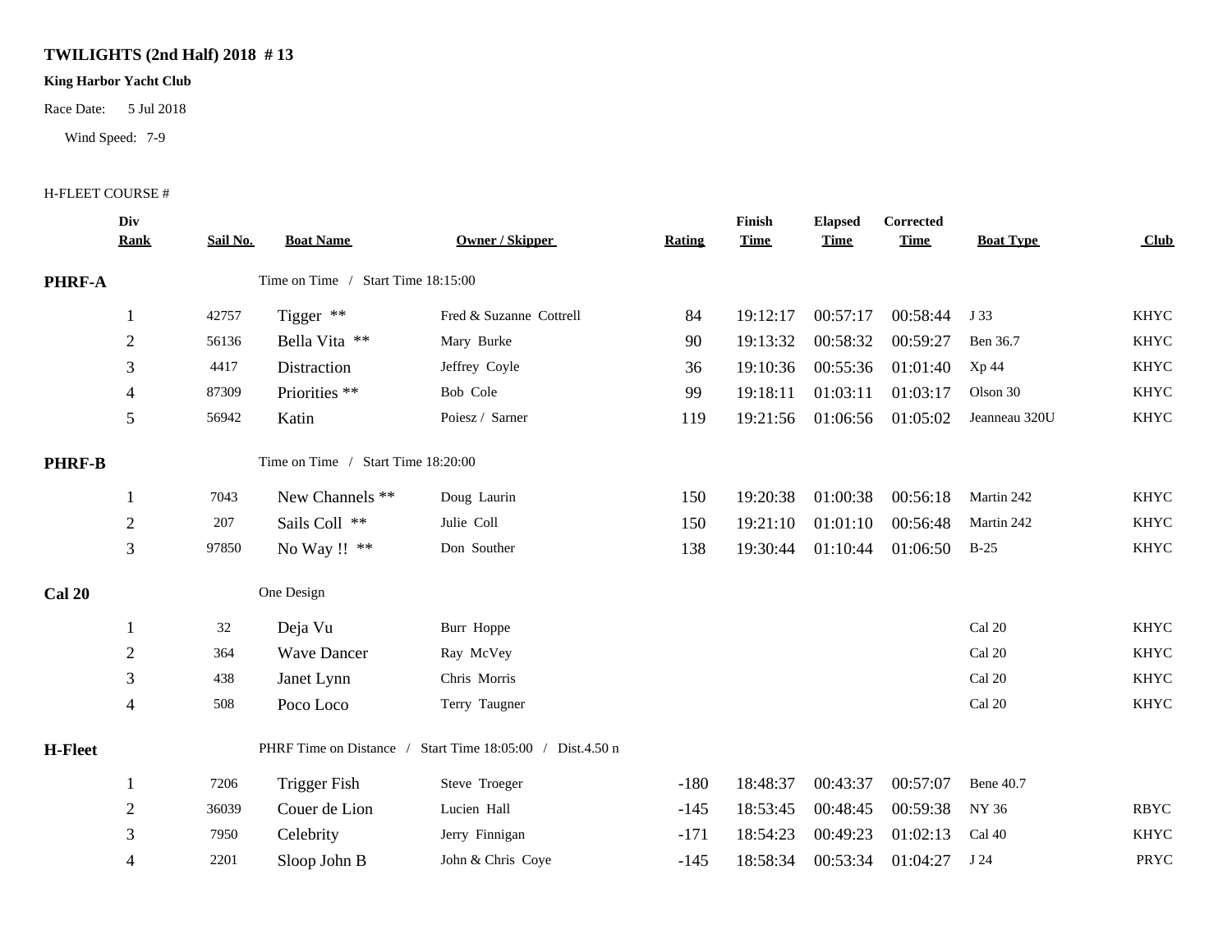**TWILIGHTS (2nd Half) 2018 # 13**

**King Harbor Yacht Club**

Race Date: 5 Jul 2018

Wind Speed: 7-9

H-FLEET COURSE #

| Div Rank | Sail No. | Boat Name | Owner / Skipper | Rating | Finish Time | Elapsed Time | Corrected Time | Boat Type | Club |
|---|---|---|---|---|---|---|---|---|---|
| **PHRF-A** | | Time on Time / Start Time 18:15:00 | | | | | | | |
| 1 | 42757 | Tigger ** | Fred & Suzanne Cottrell | 84 | 19:12:17 | 00:57:17 | 00:58:44 | J 33 | KHYC |
| 2 | 56136 | Bella Vita ** | Mary Burke | 90 | 19:13:32 | 00:58:32 | 00:59:27 | Ben 36.7 | KHYC |
| 3 | 4417 | Distraction | Jeffrey Coyle | 36 | 19:10:36 | 00:55:36 | 01:01:40 | Xp 44 | KHYC |
| 4 | 87309 | Priorities ** | Bob Cole | 99 | 19:18:11 | 01:03:11 | 01:03:17 | Olson 30 | KHYC |
| 5 | 56942 | Katin | Poiesz / Sarner | 119 | 19:21:56 | 01:06:56 | 01:05:02 | Jeanneau 320U | KHYC |
| **PHRF-B** | | Time on Time / Start Time 18:20:00 | | | | | | | |
| 1 | 7043 | New Channels ** | Doug Laurin | 150 | 19:20:38 | 01:00:38 | 00:56:18 | Martin 242 | KHYC |
| 2 | 207 | Sails Coll ** | Julie Coll | 150 | 19:21:10 | 01:01:10 | 00:56:48 | Martin 242 | KHYC |
| 3 | 97850 | No Way !! ** | Don Souther | 138 | 19:30:44 | 01:10:44 | 01:06:50 | B-25 | KHYC |
| **Cal 20** | | One Design | | | | | | | |
| 1 | 32 | Deja Vu | Burr Hoppe | | | | | Cal 20 | KHYC |
| 2 | 364 | Wave Dancer | Ray McVey | | | | | Cal 20 | KHYC |
| 3 | 438 | Janet Lynn | Chris Morris | | | | | Cal 20 | KHYC |
| 4 | 508 | Poco Loco | Terry Taugner | | | | | Cal 20 | KHYC |
| **H-Fleet** | | PHRF Time on Distance / Start Time 18:05:00 / Dist.4.50 n | | | | | | | |
| 1 | 7206 | Trigger Fish | Steve Troeger | -180 | 18:48:37 | 00:43:37 | 00:57:07 | Bene 40.7 | |
| 2 | 36039 | Couer de Lion | Lucien Hall | -145 | 18:53:45 | 00:48:45 | 00:59:38 | NY 36 | RBYC |
| 3 | 7950 | Celebrity | Jerry Finnigan | -171 | 18:54:23 | 00:49:23 | 01:02:13 | Cal 40 | KHYC |
| 4 | 2201 | Sloop John B | John & Chris Coye | -145 | 18:58:34 | 00:53:34 | 01:04:27 | J 24 | PRYC |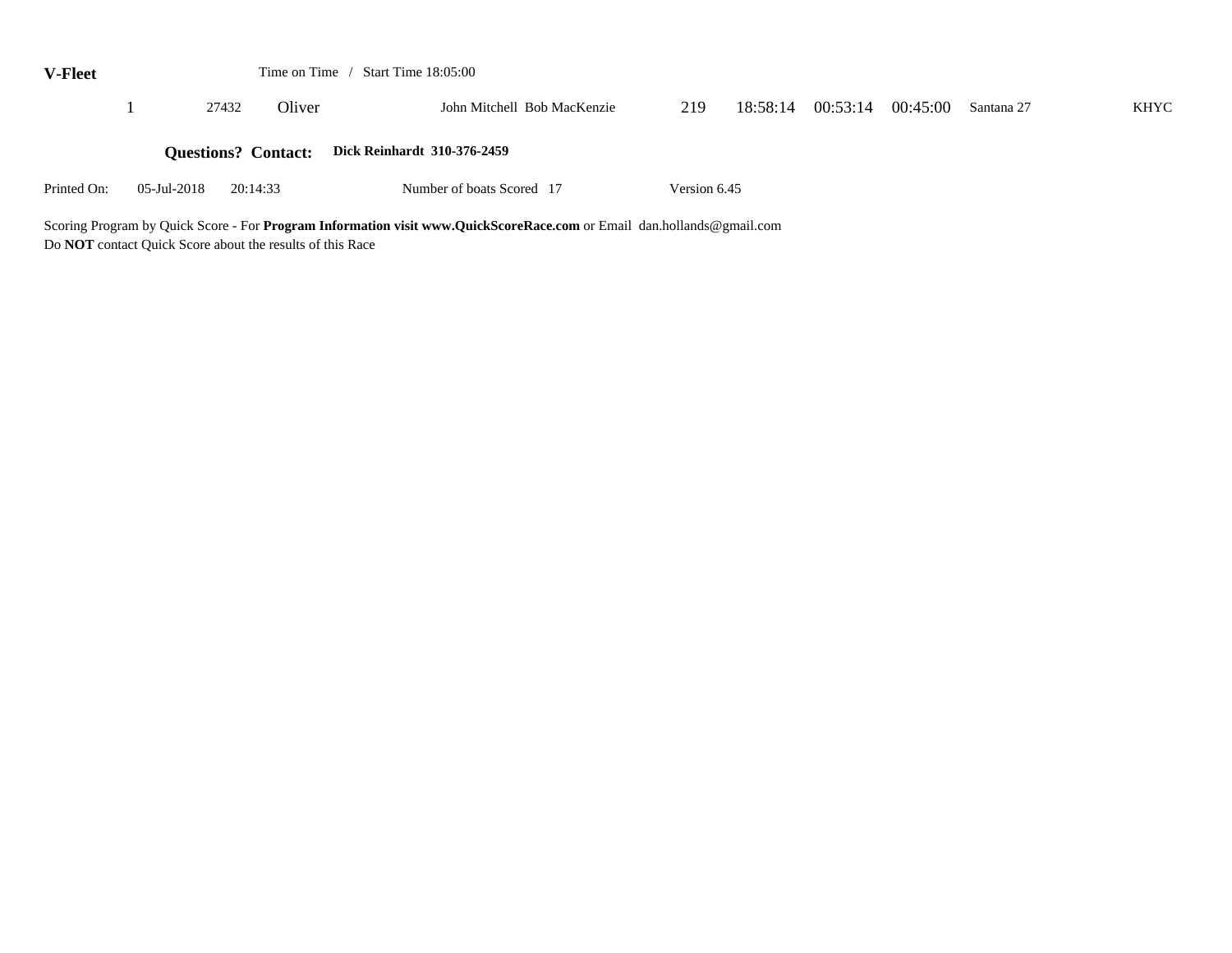**V-Fleet** Time on Time / Start Time 18:05:00

| | | | | | | | | | |
|---|---|---|---|---|---|---|---|---|---|
| 1 | 27432 | Oliver | John Mitchell Bob MacKenzie | 219 | 18:58:14 | 00:53:14 | 00:45:00 | Santana 27 | KHYC |

**Questions? Contact:** **Dick Reinhardt 310-376-2459**

Printed On: 05-Jul-2018 20:14:33 Number of boats Scored 17 Version 6.45

Scoring Program by Quick Score - For **Program Information visit www.QuickScoreRace.com** or Email dan.hollands@gmail.com
Do **NOT** contact Quick Score about the results of this Race